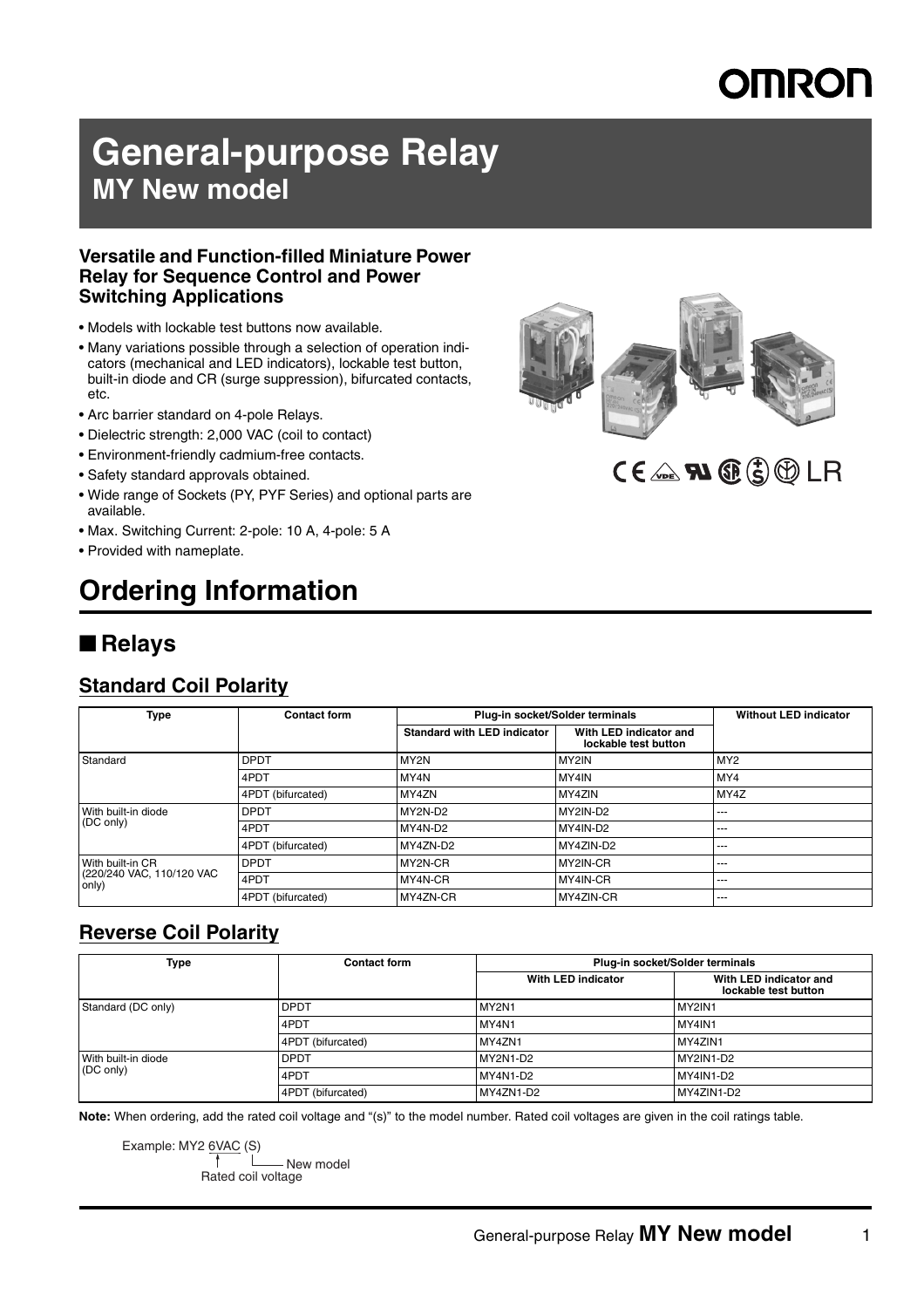# General-purpose Relay
## MY New model

**Versatile and Function-filled Miniature Power Relay for Sequence Control and Power Switching Applications**

- Models with lockable test buttons now available.
- Many variations possible through a selection of operation indicators (mechanical and LED indicators), lockable test button, built-in diode and CR (surge suppression), bifurcated contacts, etc.
- Arc barrier standard on 4-pole Relays.
- Dielectric strength: 2,000 VAC (coil to contact)
- Environment-friendly cadmium-free contacts.
- Safety standard approvals obtained.
- Wide range of Sockets (PY, PYF Series) and optional parts are available.
- Max. Switching Current: 2-pole: 10 A, 4-pole: 5 A
- Provided with nameplate.

# Ordering Information

## ■ Relays

### Standard Coil Polarity

| Type | Contact form | Plug-in socket/Solder terminals | | Without LED indicator |
|---|---|---|---|---|
| | | Standard with LED indicator | With LED indicator and lockable test button | |
| Standard | DPDT | MY2N | MY2IN | MY2 |
| | 4PDT | MY4N | MY4IN | MY4 |
| | 4PDT (bifurcated) | MY4ZN | MY4ZIN | MY4Z |
| With built-in diode (DC only) | DPDT | MY2N-D2 | MY2IN-D2 | --- |
| | 4PDT | MY4N-D2 | MY4IN-D2 | --- |
| | 4PDT (bifurcated) | MY4ZN-D2 | MY4ZIN-D2 | --- |
| With built-in CR (220/240 VAC, 110/120 VAC only) | DPDT | MY2N-CR | MY2IN-CR | --- |
| | 4PDT | MY4N-CR | MY4IN-CR | --- |
| | 4PDT (bifurcated) | MY4ZN-CR | MY4ZIN-CR | --- |

### Reverse Coil Polarity

| Type | Contact form | Plug-in socket/Solder terminals | |
|---|---|---|---|
| | | With LED indicator | With LED indicator and lockable test button |
| Standard (DC only) | DPDT | MY2N1 | MY2IN1 |
| | 4PDT | MY4N1 | MY4IN1 |
| | 4PDT (bifurcated) | MY4ZN1 | MY4ZIN1 |
| With built-in diode (DC only) | DPDT | MY2N1-D2 | MY2IN1-D2 |
| | 4PDT | MY4N1-D2 | MY4IN1-D2 |
| | 4PDT (bifurcated) | MY4ZN1-D2 | MY4ZIN1-D2 |

**Note:** When ordering, add the rated coil voltage and "(s)" to the model number. Rated coil voltages are given in the coil ratings table.

Example: MY2 6VAC (S)
- 6VAC: Rated coil voltage
- (S): New model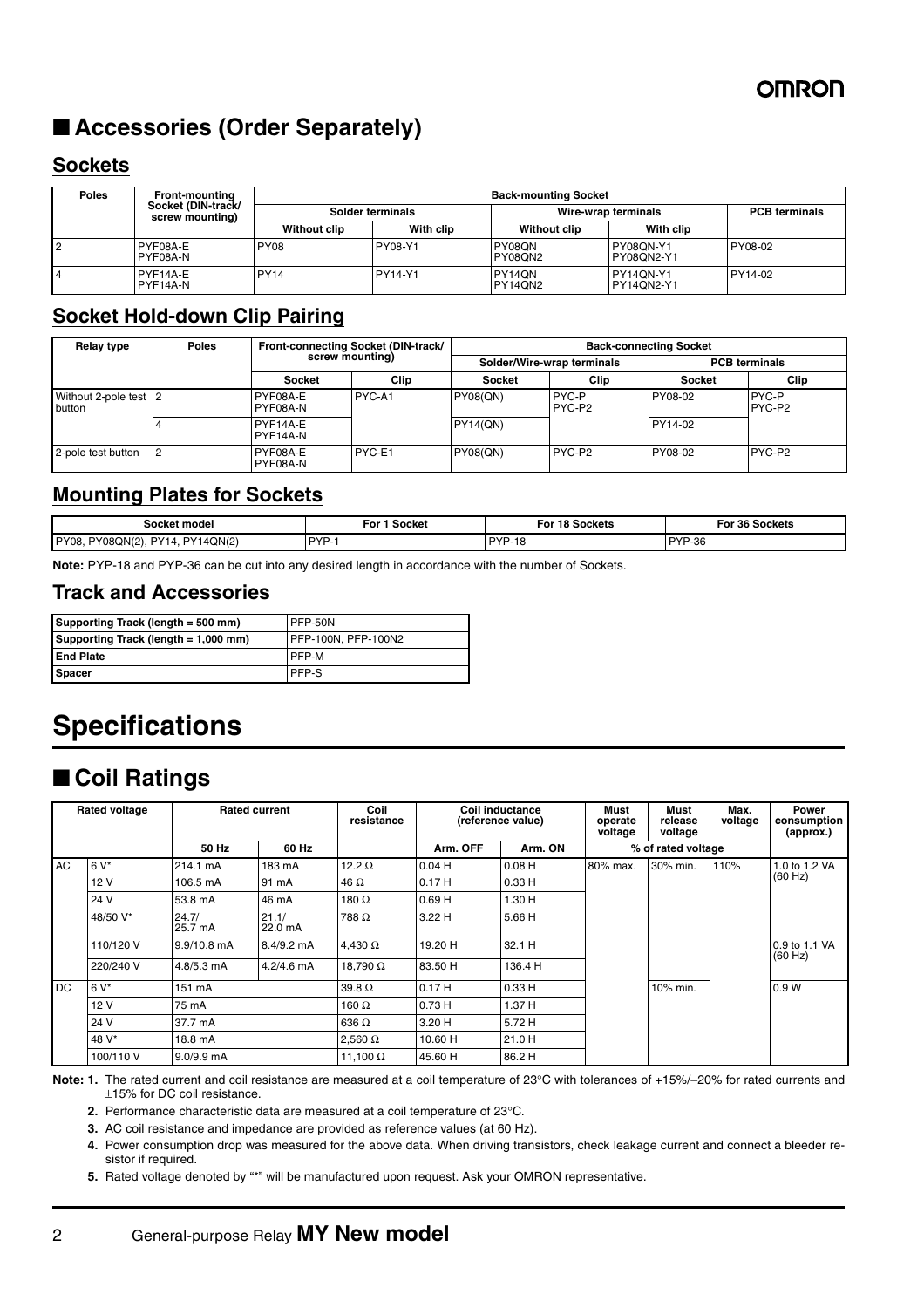## ■ Accessories (Order Separately)

### Sockets

| Poles | Front-mounting Socket (DIN-track/ screw mounting) | Back-mounting Socket | | | | |
|---|---|---|---|---|---|---|
| | | Solder terminals | | Wire-wrap terminals | | PCB terminals |
| | | Without clip | With clip | Without clip | With clip | |
| 2 | PYF08A-E<br>PYF08A-N | PY08 | PY08-Y1 | PY08QN<br>PY08QN2 | PY08QN-Y1<br>PY08QN2-Y1 | PY08-02 |
| 4 | PYF14A-E<br>PYF14A-N | PY14 | PY14-Y1 | PY14QN<br>PY14QN2 | PY14QN-Y1<br>PY14QN2-Y1 | PY14-02 |

### Socket Hold-down Clip Pairing

| Relay type | Poles | Front-connecting Socket (DIN-track/ screw mounting) | | Back-connecting Socket | | | |
|---|---|---|---|---|---|---|---|
| | | | | Solder/Wire-wrap terminals | | PCB terminals | |
| | | Socket | Clip | Socket | Clip | Socket | Clip |
| Without 2-pole test button | 2 | PYF08A-E<br>PYF08A-N | PYC-A1 | PY08(QN) | PYC-P<br>PYC-P2 | PY08-02 | PYC-P<br>PYC-P2 |
| | 4 | PYF14A-E<br>PYF14A-N | | PY14(QN) | | PY14-02 | |
| 2-pole test button | 2 | PYF08A-E<br>PYF08A-N | PYC-E1 | PY08(QN) | PYC-P2 | PY08-02 | PYC-P2 |

### Mounting Plates for Sockets

| Socket model | For 1 Socket | For 18 Sockets | For 36 Sockets |
|---|---|---|---|
| PY08, PY08QN(2), PY14, PY14QN(2) | PYP-1 | PYP-18 | PYP-36 |

**Note:** PYP-18 and PYP-36 can be cut into any desired length in accordance with the number of Sockets.

### Track and Accessories

| Supporting Track (length = 500 mm) | PFP-50N |
|---|---|
| **Supporting Track (length = 1,000 mm)** | PFP-100N, PFP-100N2 |
| **End Plate** | PFP-M |
| **Spacer** | PFP-S |

# Specifications

## ■ Coil Ratings

| Rated voltage | | Rated current | | Coil resistance | Coil inductance (reference value) | | Must operate voltage | Must release voltage | Max. voltage | Power consumption (approx.) |
|---|---|---|---|---|---|---|---|---|---|---|
| | | 50 Hz | 60 Hz | | Arm. OFF | Arm. ON | % of rated voltage | | | |
| AC | 6 V* | 214.1 mA | 183 mA | 12.2 Ω | 0.04 H | 0.08 H | 80% max. | 30% min. | 110% | 1.0 to 1.2 VA (60 Hz) |
| | 12 V | 106.5 mA | 91 mA | 46 Ω | 0.17 H | 0.33 H | | | | |
| | 24 V | 53.8 mA | 46 mA | 180 Ω | 0.69 H | 1.30 H | | | | |
| | 48/50 V* | 24.7/ 25.7 mA | 21.1/ 22.0 mA | 788 Ω | 3.22 H | 5.66 H | | | | |
| | 110/120 V | 9.9/10.8 mA | 8.4/9.2 mA | 4,430 Ω | 19.20 H | 32.1 H | | | | 0.9 to 1.1 VA (60 Hz) |
| | 220/240 V | 4.8/5.3 mA | 4.2/4.6 mA | 18,790 Ω | 83.50 H | 136.4 H | | | | |
| DC | 6 V* | 151 mA | | 39.8 Ω | 0.17 H | 0.33 H | | 10% min. | | 0.9 W |
| | 12 V | 75 mA | | 160 Ω | 0.73 H | 1.37 H | | | | |
| | 24 V | 37.7 mA | | 636 Ω | 3.20 H | 5.72 H | | | | |
| | 48 V* | 18.8 mA | | 2,560 Ω | 10.60 H | 21.0 H | | | | |
| | 100/110 V | 9.0/9.9 mA | | 11,100 Ω | 45.60 H | 86.2 H | | | | |

**Note:** **1.** The rated current and coil resistance are measured at a coil temperature of 23°C with tolerances of +15%/–20% for rated currents and ±15% for DC coil resistance.

**2.** Performance characteristic data are measured at a coil temperature of 23°C.

**3.** AC coil resistance and impedance are provided as reference values (at 60 Hz).

**4.** Power consumption drop was measured for the above data. When driving transistors, check leakage current and connect a bleeder resistor if required.

**5.** Rated voltage denoted by "*" will be manufactured upon request. Ask your OMRON representative.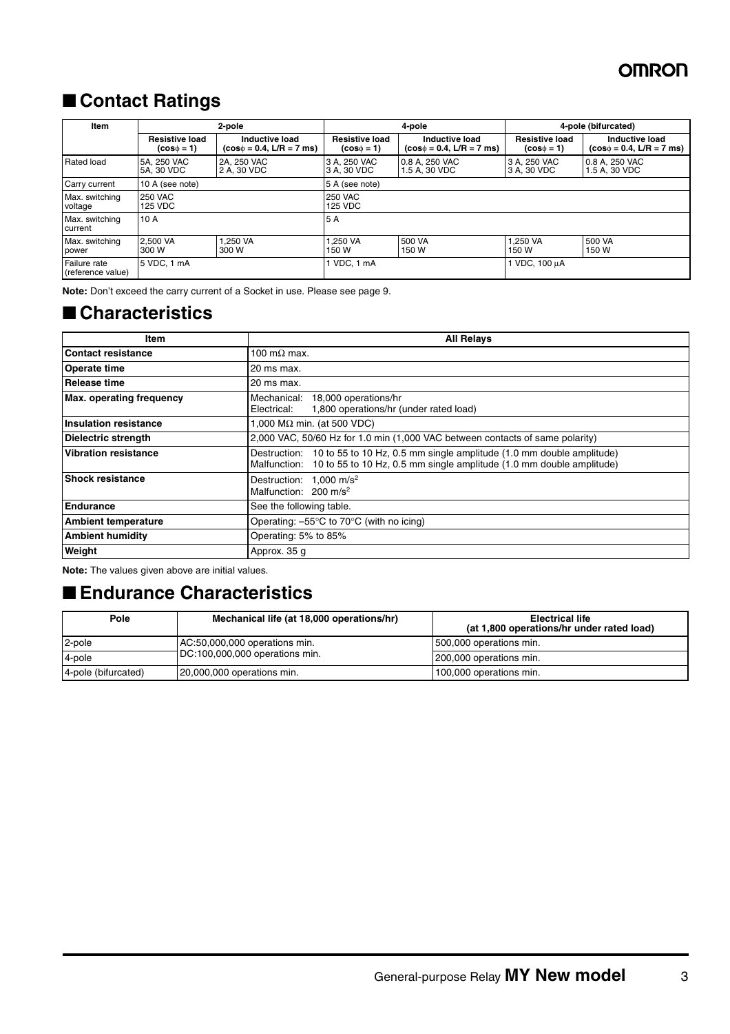## ■ Contact Ratings

| Item | 2-pole | | 4-pole | | 4-pole (bifurcated) | |
|---|---|---|---|---|---|---|
| | Resistive load (cosϕ = 1) | Inductive load (cosϕ = 0.4, L/R = 7 ms) | Resistive load (cosϕ = 1) | Inductive load (cosϕ = 0.4, L/R = 7 ms) | Resistive load (cosϕ = 1) | Inductive load (cosϕ = 0.4, L/R = 7 ms) |
| Rated load | 5A, 250 VAC 5A, 30 VDC | 2A, 250 VAC 2 A, 30 VDC | 3 A, 250 VAC 3 A, 30 VDC | 0.8 A, 250 VAC 1.5 A, 30 VDC | 3 A, 250 VAC 3 A, 30 VDC | 0.8 A, 250 VAC 1.5 A, 30 VDC |
| Carry current | 10 A (see note) | | 5 A (see note) | | | |
| Max. switching voltage | 250 VAC 125 VDC | | 250 VAC 125 VDC | | | |
| Max. switching current | 10 A | | 5 A | | | |
| Max. switching power | 2,500 VA 300 W | 1,250 VA 300 W | 1,250 VA 150 W | 500 VA 150 W | 1,250 VA 150 W | 500 VA 150 W |
| Failure rate (reference value) | 5 VDC, 1 mA | | 1 VDC, 1 mA | | 1 VDC, 100 μA | |

**Note:** Don't exceed the carry current of a Socket in use. Please see page 9.

## ■ Characteristics

| Item | All Relays |
|---|---|
| **Contact resistance** | 100 mΩ max. |
| **Operate time** | 20 ms max. |
| **Release time** | 20 ms max. |
| **Max. operating frequency** | Mechanical: 18,000 operations/hr<br>Electrical: 1,800 operations/hr (under rated load) |
| **Insulation resistance** | 1,000 MΩ min. (at 500 VDC) |
| **Dielectric strength** | 2,000 VAC, 50/60 Hz for 1.0 min (1,000 VAC between contacts of same polarity) |
| **Vibration resistance** | Destruction: 10 to 55 to 10 Hz, 0.5 mm single amplitude (1.0 mm double amplitude)<br>Malfunction: 10 to 55 to 10 Hz, 0.5 mm single amplitude (1.0 mm double amplitude) |
| **Shock resistance** | Destruction: 1,000 $m/s^2$<br>Malfunction: 200 $m/s^2$ |
| **Endurance** | See the following table. |
| **Ambient temperature** | Operating: –55°C to 70°C (with no icing) |
| **Ambient humidity** | Operating: 5% to 85% |
| **Weight** | Approx. 35 g |

**Note:** The values given above are initial values.

## ■ Endurance Characteristics

| Pole | Mechanical life (at 18,000 operations/hr) | Electrical life (at 1,800 operations/hr under rated load) |
|---|---|---|
| 2-pole | AC:50,000,000 operations min.<br>DC:100,000,000 operations min. | 500,000 operations min. |
| 4-pole | | 200,000 operations min. |
| 4-pole (bifurcated) | 20,000,000 operations min. | 100,000 operations min. |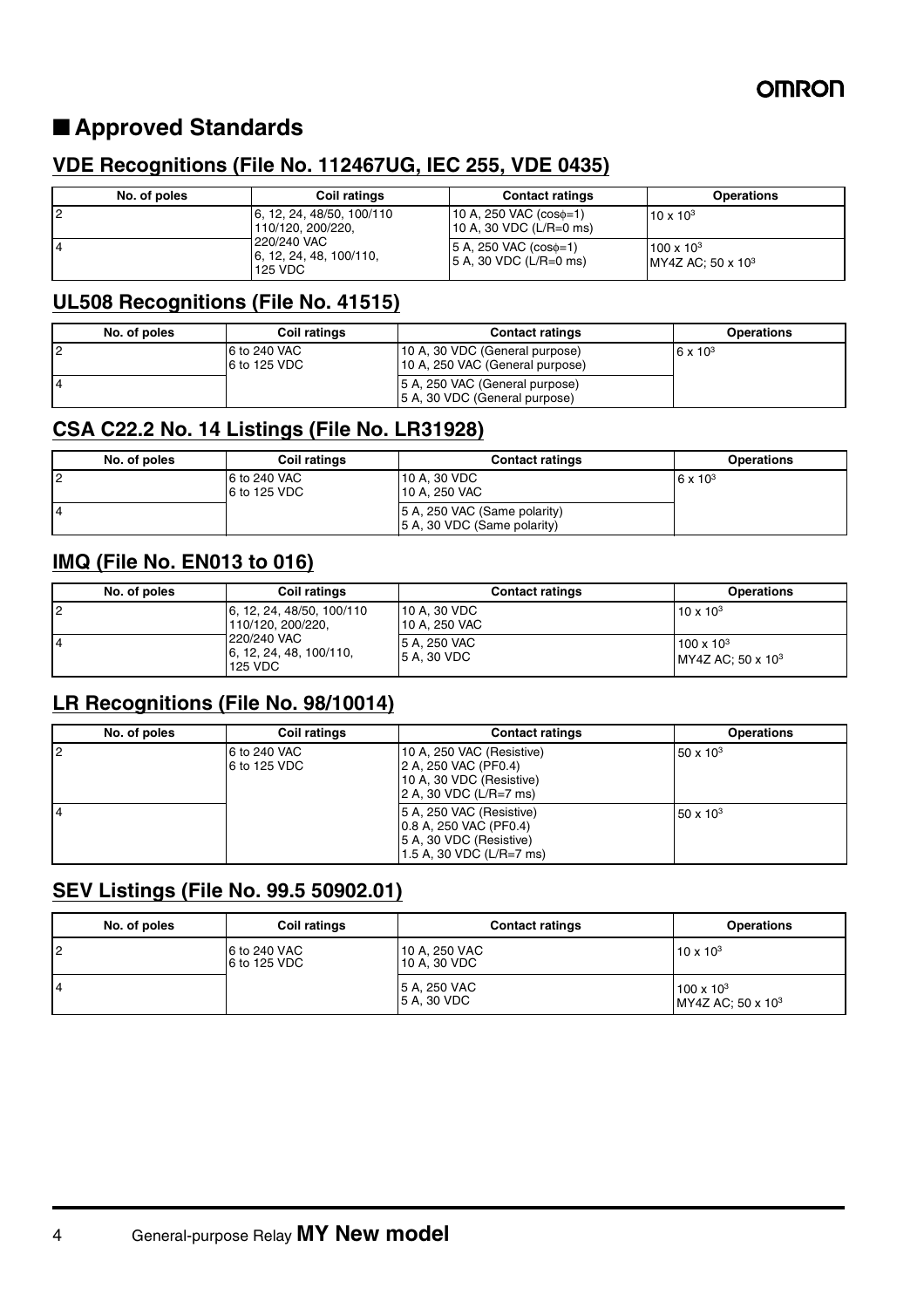## ■ Approved Standards

### VDE Recognitions (File No. 112467UG, IEC 255, VDE 0435)

| No. of poles | Coil ratings | Contact ratings | Operations |
|---|---|---|---|
| 2 | 6, 12, 24, 48/50, 100/110 110/120, 200/220, 220/240 VAC 6, 12, 24, 48, 100/110, 125 VDC | 10 A, 250 VAC (cosφ=1) 10 A, 30 VDC (L/R=0 ms) | $10 \times 10^3$ |
| 4 | | 5 A, 250 VAC (cosφ=1) 5 A, 30 VDC (L/R=0 ms) | $100 \times 10^3$ MY4Z AC; $50 \times 10^3$ |

### UL508 Recognitions (File No. 41515)

| No. of poles | Coil ratings | Contact ratings | Operations |
|---|---|---|---|
| 2 | 6 to 240 VAC 6 to 125 VDC | 10 A, 30 VDC (General purpose) 10 A, 250 VAC (General purpose) | $6 \times 10^3$ |
| 4 | | 5 A, 250 VAC (General purpose) 5 A, 30 VDC (General purpose) | |

### CSA C22.2 No. 14 Listings (File No. LR31928)

| No. of poles | Coil ratings | Contact ratings | Operations |
|---|---|---|---|
| 2 | 6 to 240 VAC 6 to 125 VDC | 10 A, 30 VDC 10 A, 250 VAC | $6 \times 10^3$ |
| 4 | | 5 A, 250 VAC (Same polarity) 5 A, 30 VDC (Same polarity) | |

### IMQ (File No. EN013 to 016)

| No. of poles | Coil ratings | Contact ratings | Operations |
|---|---|---|---|
| 2 | 6, 12, 24, 48/50, 100/110 110/120, 200/220, 220/240 VAC 6, 12, 24, 48, 100/110, 125 VDC | 10 A, 30 VDC 10 A, 250 VAC | $10 \times 10^3$ |
| 4 | | 5 A, 250 VAC 5 A, 30 VDC | $100 \times 10^3$ MY4Z AC; $50 \times 10^3$ |

### LR Recognitions (File No. 98/10014)

| No. of poles | Coil ratings | Contact ratings | Operations |
|---|---|---|---|
| 2 | 6 to 240 VAC 6 to 125 VDC | 10 A, 250 VAC (Resistive) 2 A, 250 VAC (PF0.4) 10 A, 30 VDC (Resistive) 2 A, 30 VDC (L/R=7 ms) | $50 \times 10^3$ |
| 4 | | 5 A, 250 VAC (Resistive) 0.8 A, 250 VAC (PF0.4) 5 A, 30 VDC (Resistive) 1.5 A, 30 VDC (L/R=7 ms) | $50 \times 10^3$ |

### SEV Listings (File No. 99.5 50902.01)

| No. of poles | Coil ratings | Contact ratings | Operations |
|---|---|---|---|
| 2 | 6 to 240 VAC 6 to 125 VDC | 10 A, 250 VAC 10 A, 30 VDC | $10 \times 10^3$ |
| 4 | | 5 A, 250 VAC 5 A, 30 VDC | $100 \times 10^3$ MY4Z AC; $50 \times 10^3$ |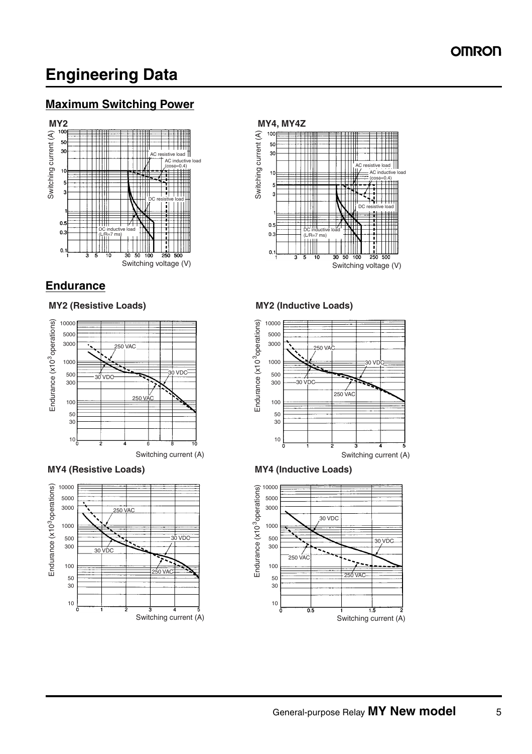# Engineering Data

## Maximum Switching Power

**MY2**

Switching current (A)

AC resistive load

AC inductive load (cosφ=0.4)

DC resistive load

DC inductive load (L/R=7 ms)

Switching voltage (V)

**MY4, MY4Z**

Switching current (A)

AC resistive load

AC inductive load (cosφ=0.4)

DC resistive load

DC inductive load (L/R=7 ms)

Switching voltage (V)

## Endurance

**MY2 (Resistive Loads)**

Endurance ($\times 10^3$ operations)

250 VAC

30 VDC

Switching current (A)

**MY2 (Inductive Loads)**

Endurance ($\times 10^3$ operations)

250 VAC

30 VDC

Switching current (A)

**MY4 (Resistive Loads)**

Endurance ($\times 10^3$ operations)

250 VAC

30 VDC

Switching current (A)

**MY4 (Inductive Loads)**

Endurance ($\times 10^3$ operations)

30 VDC

250 VAC

Switching current (A)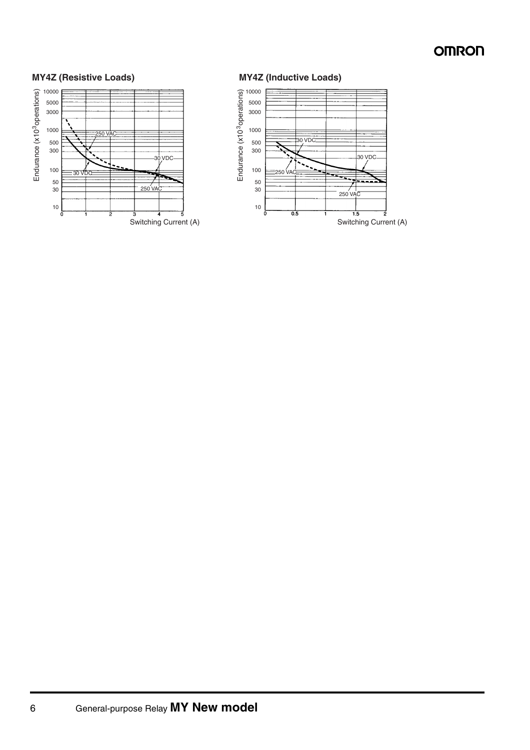### MY4Z (Resistive Loads)

Endurance (x10$^3$operations)

10000, 5000, 3000, 1000, 500, 300, 100, 50, 30, 10

250 VAC

30 VDC

30 VDC

250 VAC

0, 1, 2, 3, 4, 5

Switching Current (A)

### MY4Z (Inductive Loads)

Endurance (x10$^3$operations)

10000, 5000, 3000, 1000, 500, 300, 100, 50, 30, 10

30 VDC

30 VDC

250 VAC

250 VAC

0, 0.5, 1, 1.5, 2

Switching Current (A)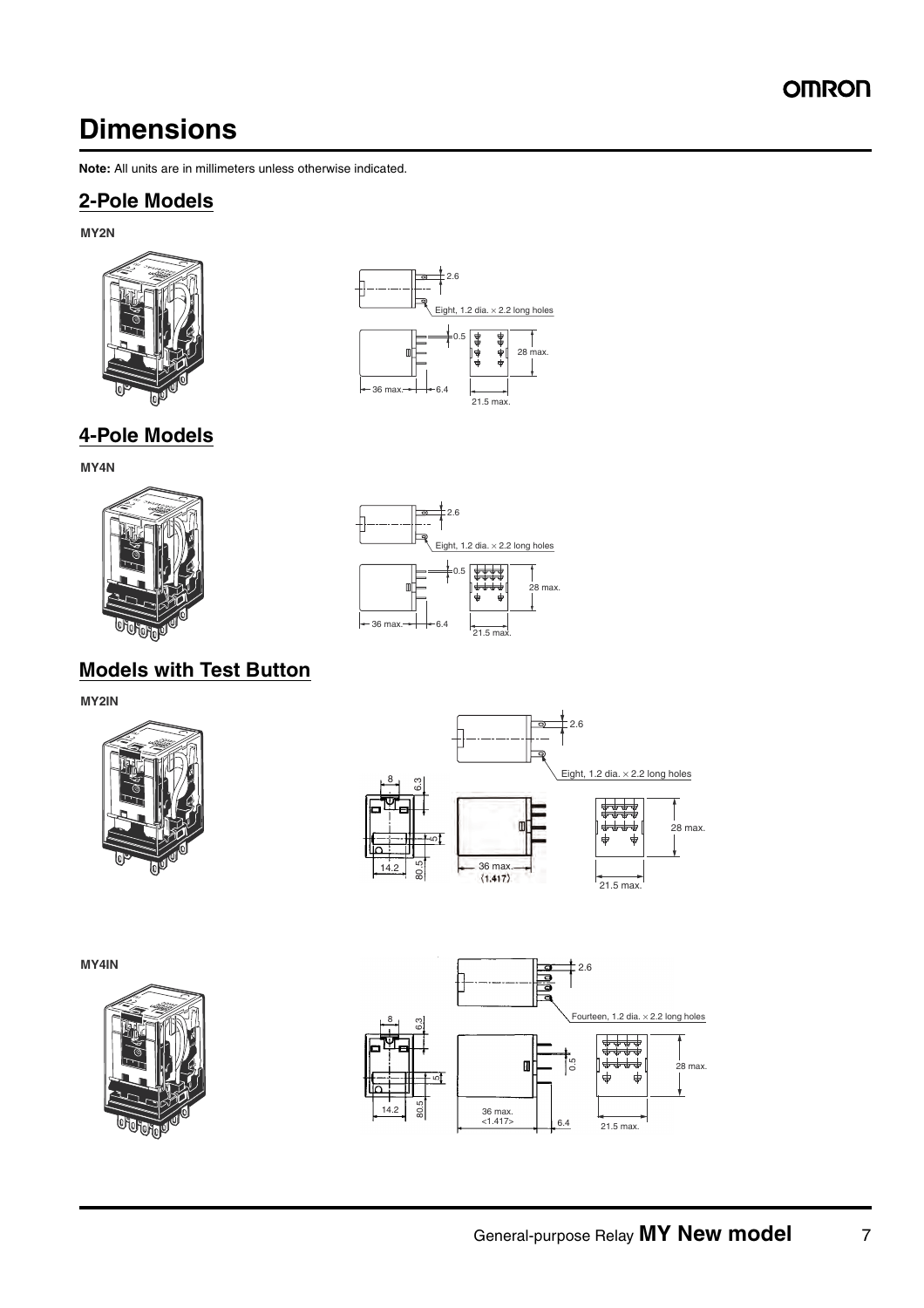# Dimensions

**Note:** All units are in millimeters unless otherwise indicated.

## 2-Pole Models

**MY2N**

2.6

Eight, 1.2 dia. × 2.2 long holes

0.5

28 max.

36 max.

6.4

21.5 max.

## 4-Pole Models

**MY4N**

2.6

Eight, 1.2 dia. × 2.2 long holes

0.5

28 max.

36 max.

6.4

21.5 max.

## Models with Test Button

**MY2IN**

2.6

Eight, 1.2 dia. × 2.2 long holes

8

6.3

5

14.2

80.5

36 max. (1.417)

28 max.

21.5 max.

**MY4IN**

2.6

Fourteen, 1.2 dia. × 2.2 long holes

8

6.3

5

14.2

80.5

36 max. <1.417>

0.5

6.4

28 max.

21.5 max.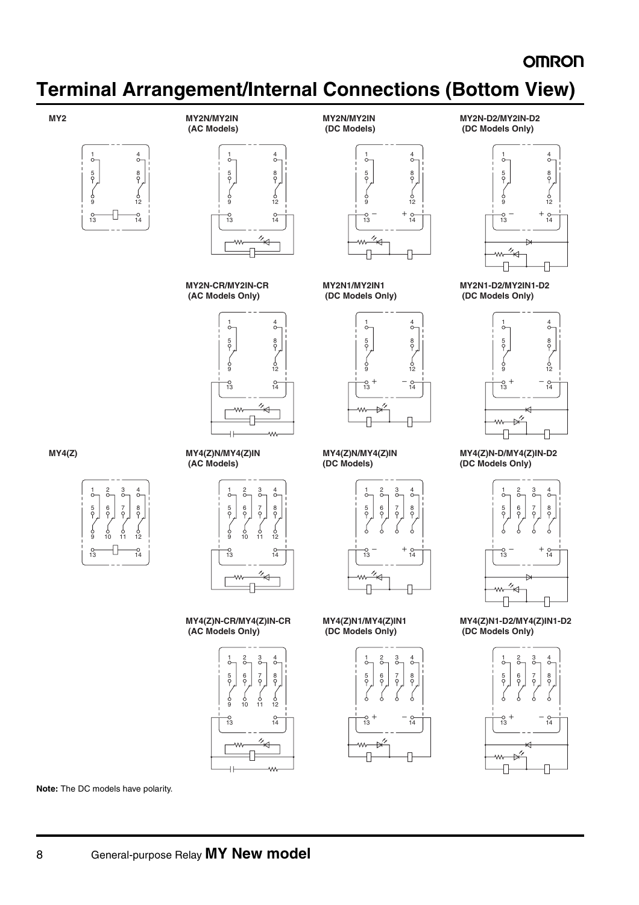# Terminal Arrangement/Internal Connections (Bottom View)

**MY2**

1 4
5 8
9 12
13 14

**MY2N/MY2IN (AC Models)**

1 4
5 8
9 12
13 14

**MY2N/MY2IN (DC Models)**

1 4
5 8
9 12
13 – + 14

**MY2N-D2/MY2IN-D2 (DC Models Only)**

1 4
5 8
9 12
13 – + 14

**MY2N-CR/MY2IN-CR (AC Models Only)**

1 4
5 8
9 12
13 14

**MY2N1/MY2IN1 (DC Models Only)**

1 4
5 8
9 12
13 + – 14

**MY2N1-D2/MY2IN1-D2 (DC Models Only)**

1 4
5 8
9 12
13 + – 14

**MY4(Z)**

1 2 3 4
5 6 7 8
9 10 11 12
13 14

**MY4(Z)N/MY4(Z)IN (AC Models)**

1 2 3 4
5 6 7 8
9 10 11 12
13 14

**MY4(Z)N/MY4(Z)IN (DC Models)**

1 2 3 4
5 6 7 8
13 – + 14

**MY4(Z)N-D/MY4(Z)IN-D2 (DC Models Only)**

1 2 3 4
5 6 7 8
13 – + 14

**MY4(Z)N-CR/MY4(Z)IN-CR (AC Models Only)**

1 2 3 4
5 6 7 8
9 10 11 12
13 14

**MY4(Z)N1/MY4(Z)IN1 (DC Models Only)**

1 2 3 4
5 6 7 8
13 + – 14

**MY4(Z)N1-D2/MY4(Z)IN1-D2 (DC Models Only)**

1 2 3 4
5 6 7 8
13 + – 14

**Note:** The DC models have polarity.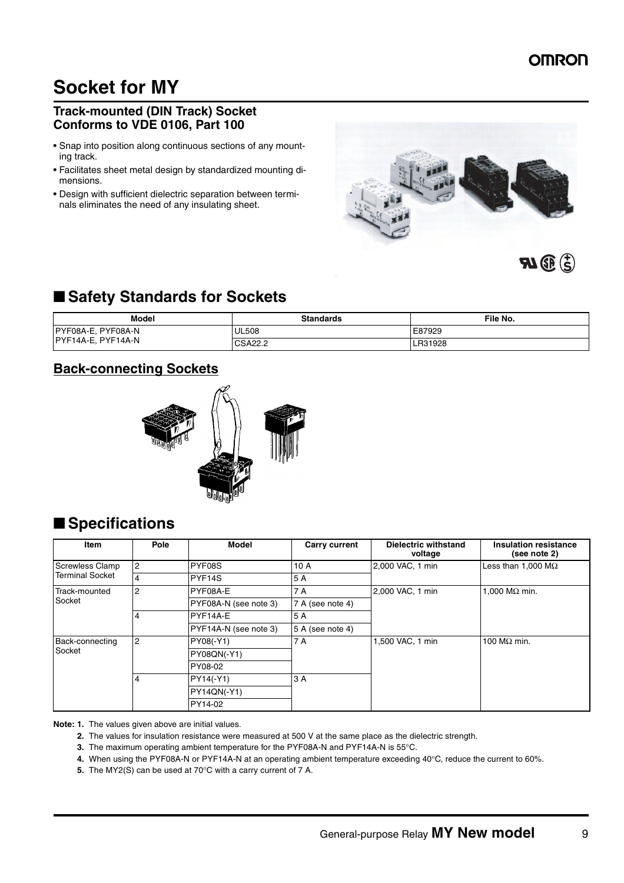# Socket for MY

### Track-mounted (DIN Track) Socket
### Conforms to VDE 0106, Part 100

- Snap into position along continuous sections of any mounting track.
- Facilitates sheet metal design by standardized mounting dimensions.
- Design with sufficient dielectric separation between terminals eliminates the need of any insulating sheet.

## ■ Safety Standards for Sockets

| Model | Standards | File No. |
|---|---|---|
| PYF08A-E, PYF08A-N<br>PYF14A-E, PYF14A-N | UL508 | E87929 |
| | CSA22.2 | LR31928 |

### Back-connecting Sockets

## ■ Specifications

| Item | Pole | Model | Carry current | Dielectric withstand voltage | Insulation resistance (see note 2) |
|---|---|---|---|---|---|
| Screwless Clamp Terminal Socket | 2 | PYF08S | 10 A | 2,000 VAC, 1 min | Less than 1,000 MΩ |
| | 4 | PYF14S | 5 A | | |
| Track-mounted Socket | 2 | PYF08A-E | 7 A | 2,000 VAC, 1 min | 1,000 MΩ min. |
| | | PYF08A-N (see note 3) | 7 A (see note 4) | | |
| | 4 | PYF14A-E | 5 A | | |
| | | PYF14A-N (see note 3) | 5 A (see note 4) | | |
| Back-connecting Socket | 2 | PY08(-Y1) | 7 A | 1,500 VAC, 1 min | 100 MΩ min. |
| | | PY08QN(-Y1) | | | |
| | | PY08-02 | | | |
| | 4 | PY14(-Y1) | 3 A | | |
| | | PY14QN(-Y1) | | | |
| | | PY14-02 | | | |

**Note: 1.** The values given above are initial values.

**2.** The values for insulation resistance were measured at 500 V at the same place as the dielectric strength.

**3.** The maximum operating ambient temperature for the PYF08A-N and PYF14A-N is 55°C.

**4.** When using the PYF08A-N or PYF14A-N at an operating ambient temperature exceeding 40°C, reduce the current to 60%.

**5.** The MY2(S) can be used at 70°C with a carry current of 7 A.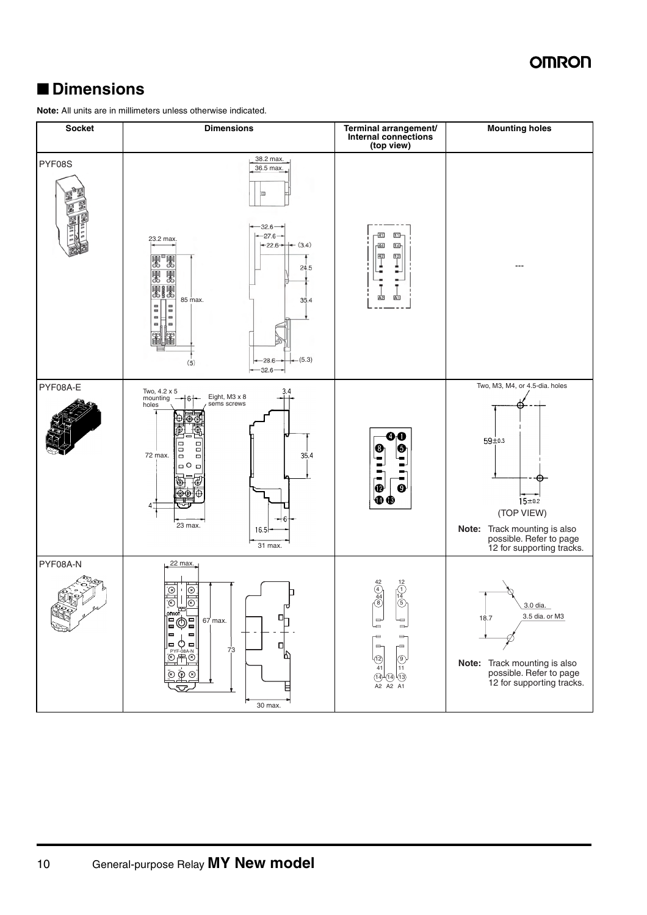## ■ Dimensions

**Note:** All units are in millimeters unless otherwise indicated.

| Socket | Dimensions | Terminal arrangement/ Internal connections (top view) | Mounting holes |
|---|---|---|---|
| PYF08S | 38.2 max. 36.5 max. 32.6 27.6 22.6 (3.4) 23.2 max. 24.5 85 max. 35.4 (5) 28.6 (5.3) 32.6 | 41 11 44 14 42 12 A2 A1 | --- |
| PYF08A-E | Two, 4.2 x 5 mounting holes 6 Eight, M3 x 8 sems screws 3.4 72 max. 35.4 4 23 max. 6 16.5 31 max. | 4 1 8 5 12 9 14 13 | Two, M3, M4, or 4.5-dia. holes 59±0.3 15±0.2 (TOP VIEW) **Note:** Track mounting is also possible. Refer to page 12 for supporting tracks. |
| PYF08A-N | 22 max. 67 max. 73 30 max. | 42 4 44 8 12 1 14 5 12 41 14 A2 14 A2 9 11 13 A1 | 3.0 dia. 18.7 3.5 dia. or M3 **Note:** Track mounting is also possible. Refer to page 12 for supporting tracks. |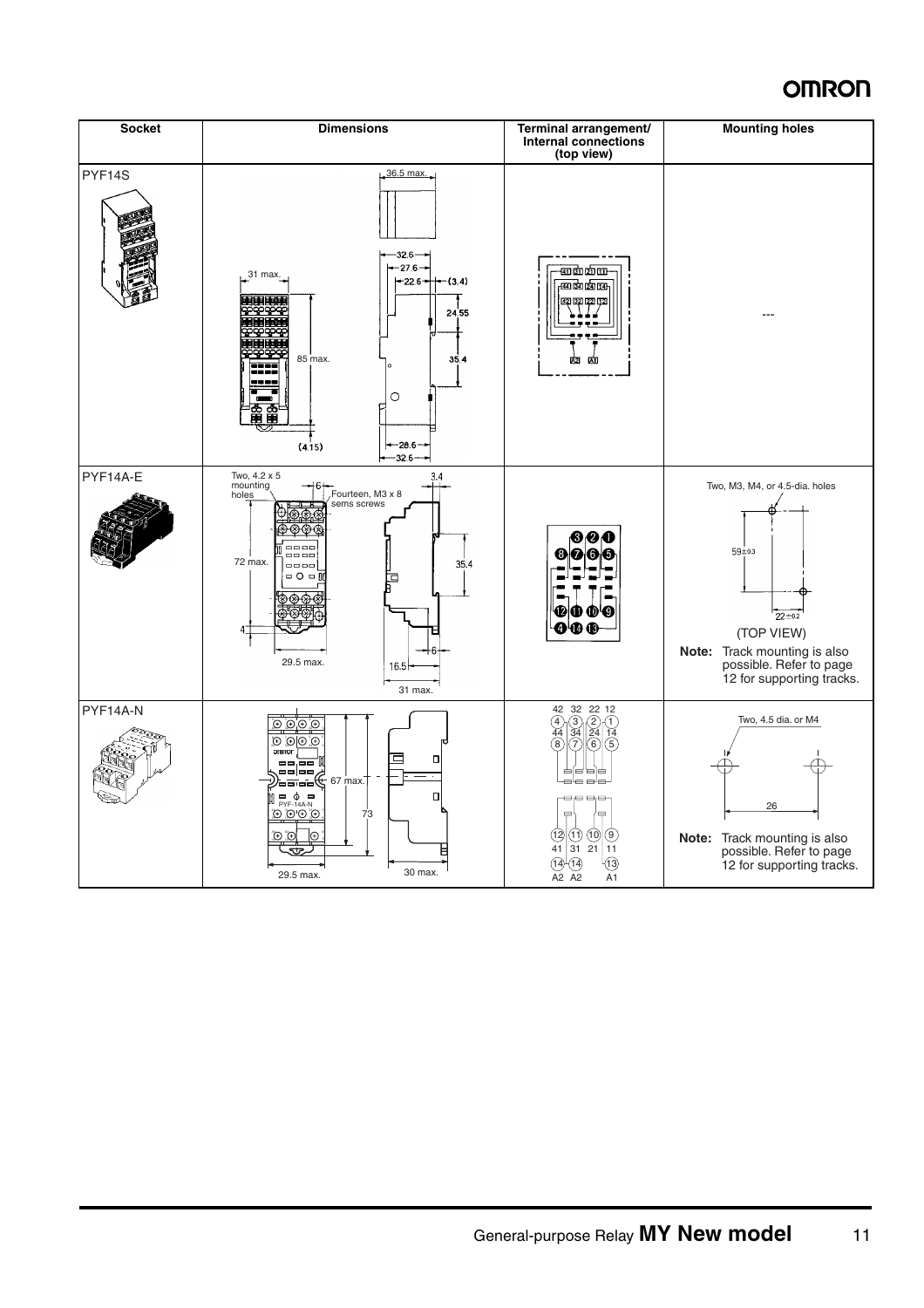| Socket | Dimensions | Terminal arrangement/ Internal connections (top view) | Mounting holes |
|---|---|---|---|
| PYF14S | 36.5 max.<br>31 max.<br>32.6<br>27.6<br>22.6<br>(3.4)<br>24.55<br>85 max.<br>35.4<br>(4.15)<br>28.6<br>32.6 | 41 31 21 11<br>44 34 24 14<br>42 32 22 12<br>A2 A1 | --- |
| PYF14A-E | Two, 4.2 x 5 mounting holes<br>6<br>Fourteen, M3 x 8 sems screws<br>3.4<br>72 max.<br>35.4<br>4<br>29.5 max.<br>16.5<br>6<br>31 max. | 3 2 1<br>8 7 6 5<br>12 11 10 9<br>4 14 13 | Two, M3, M4, or 4.5-dia. holes<br>59±0.3<br>22±0.2<br>(TOP VIEW)<br>**Note:** Track mounting is also possible. Refer to page 12 for supporting tracks. |
| PYF14A-N | 67 max.<br>73<br>29.5 max.<br>30 max. | 42 32 22 12<br>(4) (3) (2) (1)<br>44 34 24 14<br>(8) (7) (6) (5)<br>(12) (11) (10) (9)<br>41 31 21 11<br>(14) (14) (13)<br>A2 A2 A1 | Two, 4.5 dia. or M4<br>26<br>**Note:** Track mounting is also possible. Refer to page 12 for supporting tracks. |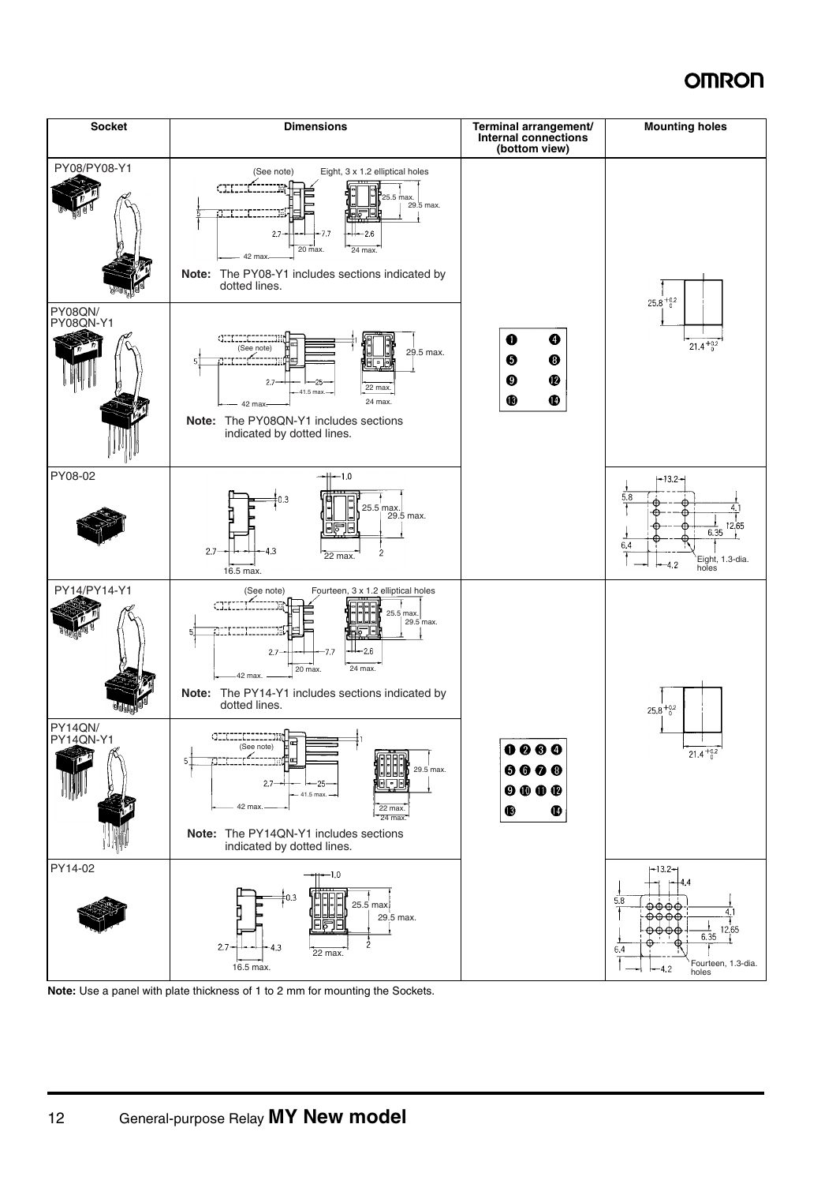| Socket | Dimensions | Terminal arrangement/ Internal connections (bottom view) | Mounting holes |
|---|---|---|---|
| PY08/PY08-Y1 | (See note) Eight, 3 x 1.2 elliptical holes; 25.5 max.; 29.5 max.; 5; 2.7; 7.7; 2.6; 20 max.; 24 max.; 42 max. **Note:** The PY08-Y1 includes sections indicated by dotted lines. | 1, 4, 5, 8, 9, 12, 13, 14 | $25.8^{+0.2}_{0}$; $21.4^{+0.2}_{0}$ |
| PY08QN/ PY08QN-Y1 | (See note); 1; 5; 29.5 max.; 2.7; 25; 41.5 max.; 22 max.; 24 max.; 42 max. **Note:** The PY08QN-Y1 includes sections indicated by dotted lines. | | |
| PY08-02 | 1.0; 0.3; 25.5 max.; 29.5 max.; 2.7; 4.3; 22 max.; 2; 16.5 max. | | 13.2; 5.8; 4.1; 12.65; 6.35; 6.4; 4.2; Eight, 1.3-dia. holes |
| PY14/PY14-Y1 | (See note) Fourteen, 3 x 1.2 elliptical holes; 25.5 max.; 29.5 max.; 5; 2.7; 7.7; 2.6; 20 max.; 24 max.; 42 max. **Note:** The PY14-Y1 includes sections indicated by dotted lines. | 1, 2, 3, 4, 5, 6, 7, 8, 9, 10, 11, 12, 13, 14 | $25.8^{+0.2}_{0}$; $21.4^{+0.2}_{0}$ |
| PY14QN/ PY14QN-Y1 | (See note); 1; 5; 29.5 max.; 2.7; 25; 41.5 max.; 42 max.; 22 max.; 24 max. **Note:** The PY14QN-Y1 includes sections indicated by dotted lines. | | |
| PY14-02 | 1.0; 0.3; 25.5 max.; 29.5 max.; 2.7; 4.3; 22 max.; 2; 16.5 max. | | 13.2; 4.4; 5.8; 4.1; 12.65; 6.35; 6.4; 4.2; Fourteen, 1.3-dia. holes |

**Note:** Use a panel with plate thickness of 1 to 2 mm for mounting the Sockets.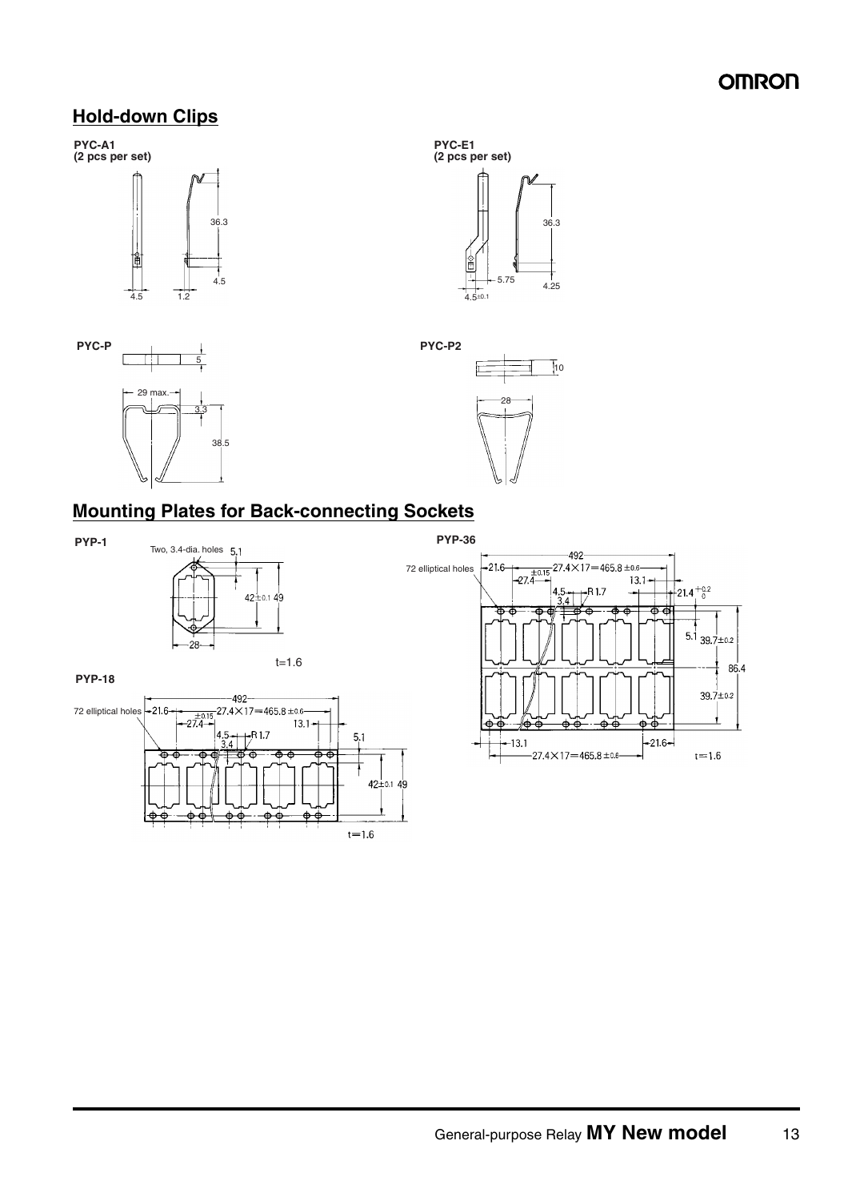## Hold-down Clips

**PYC-A1**
**(2 pcs per set)**

36.3

4.5

4.5 1.2

**PYC-E1**
**(2 pcs per set)**

36.3

5.75

4.25

4.5±0.1

**PYC-P**

5

29 max.

3.3

38.5

**PYC-P2**

10

28

## Mounting Plates for Back-connecting Sockets

**PYP-1**

Two, 3.4-dia. holes 5.1

42±0.1 49

28

t=1.6

**PYP-18**

72 elliptical holes 21.6 27.4±0.15 27.4×17=465.8±0.6 492 13.1

4.5 R1.7 3.4 5.1

42±0.1 49

t=1.6

**PYP-36**

72 elliptical holes 21.6 27.4±0.15 27.4×17=465.8±0.6 492 13.1 $21.4^{+0.2}_{0}$

4.5 R1.7 3.4

5.1 39.7±0.2 86.4 39.7±0.2

13.1 21.6 27.4×17=465.8±0.6

t=1.6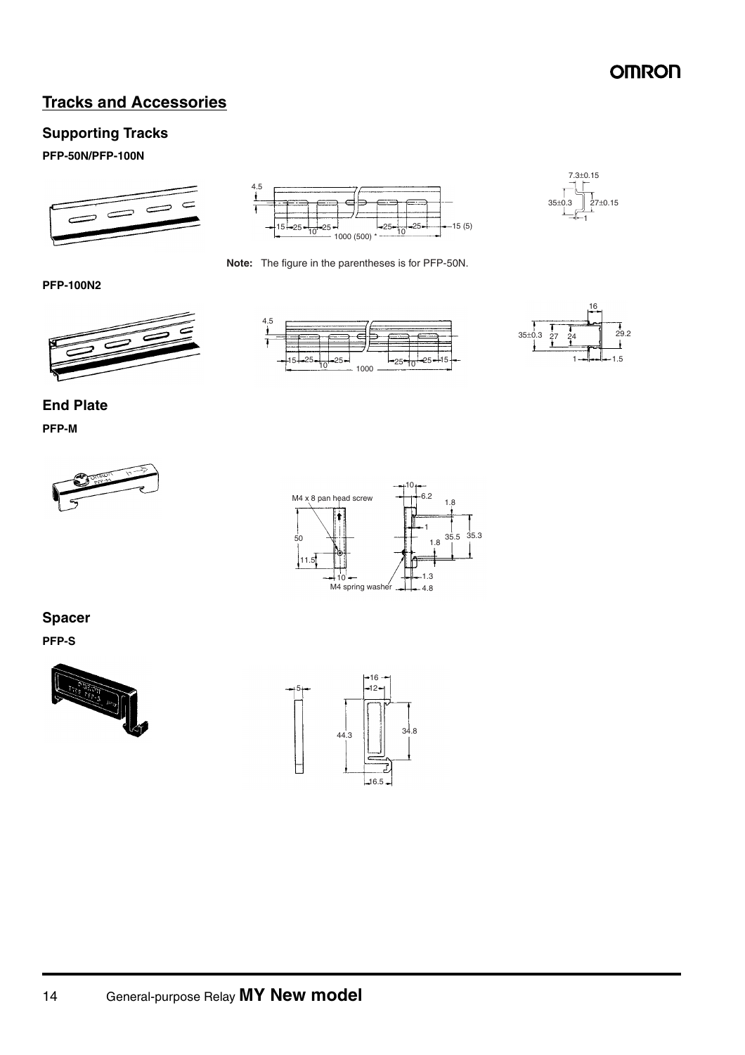## Tracks and Accessories

### Supporting Tracks

**PFP-50N/PFP-100N**

**Note:** The figure in the parentheses is for PFP-50N.

**PFP-100N2**

### End Plate

**PFP-M**

### Spacer

**PFP-S**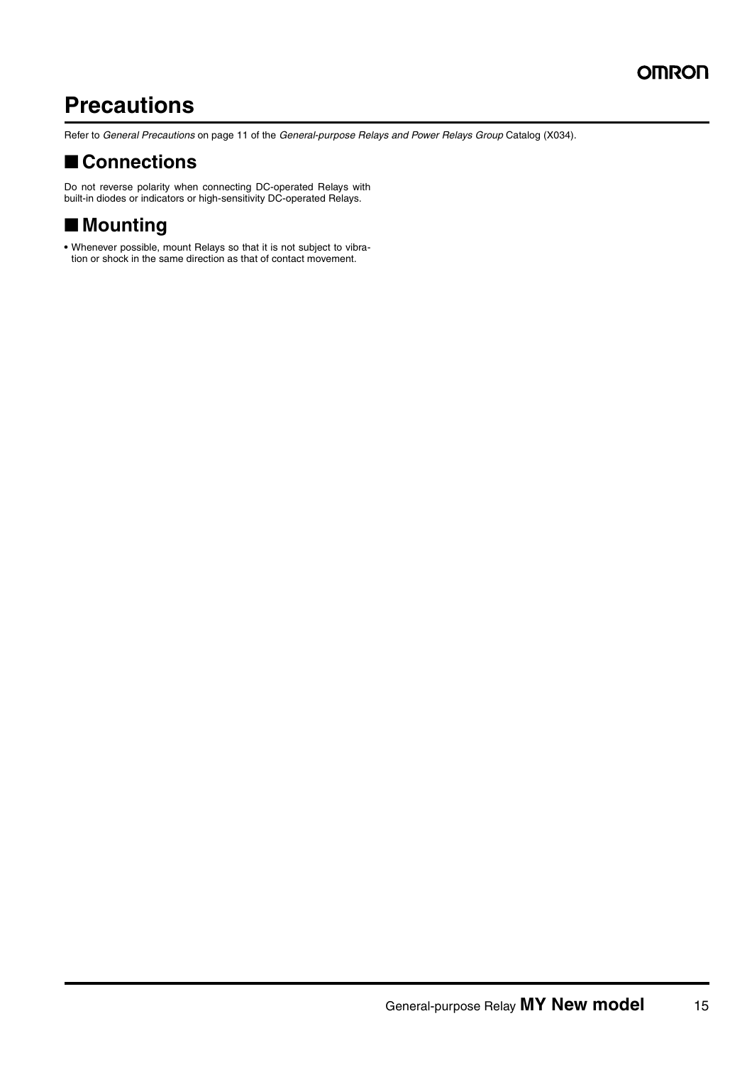# Precautions

Refer to *General Precautions* on page 11 of the *General-purpose Relays and Power Relays Group* Catalog (X034).

## ■ Connections

Do not reverse polarity when connecting DC-operated Relays with built-in diodes or indicators or high-sensitivity DC-operated Relays.

## ■ Mounting

- Whenever possible, mount Relays so that it is not subject to vibration or shock in the same direction as that of contact movement.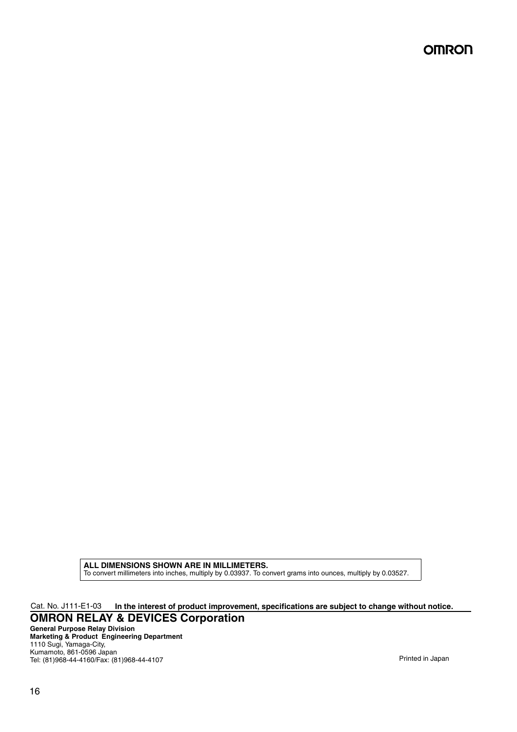**ALL DIMENSIONS SHOWN ARE IN MILLIMETERS.**
To convert millimeters into inches, multiply by 0.03937. To convert grams into ounces, multiply by 0.03527.

Cat. No. J111-E1-03 **In the interest of product improvement, specifications are subject to change without notice.**

## OMRON RELAY & DEVICES Corporation

**General Purpose Relay Division**
**Marketing & Product Engineering Department**
1110 Sugi, Yamaga-City,
Kumamoto, 861-0596 Japan
Tel: (81)968-44-4160/Fax: (81)968-44-4107

Printed in Japan